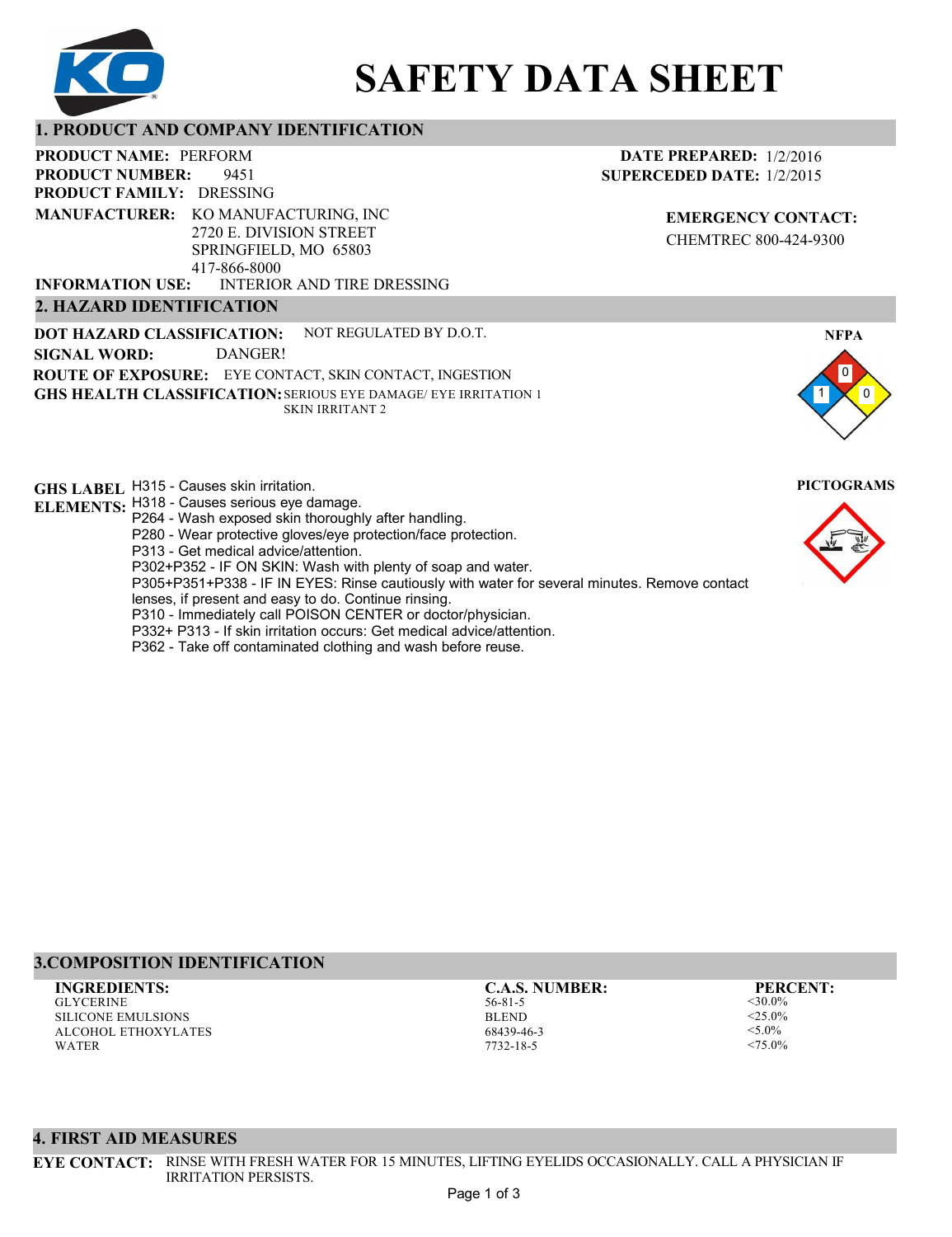# SAFETY DATA SHEET

## 1. PRODUCT AND COMPANY IDENTIFICATION

**PRODUCT NAME:** PERFORM
**PRODUCT NUMBER:** 9451
**PRODUCT FAMILY:** DRESSING
**MANUFACTURER:** KO MANUFACTURING, INC
2720 E. DIVISION STREET
SPRINGFIELD, MO 65803
417-866-8000
**INFORMATION USE:** INTERIOR AND TIRE DRESSING

**DATE PREPARED:** 1/2/2016
**SUPERCEDED DATE:** 1/2/2015

**EMERGENCY CONTACT:**
CHEMTREC 800-424-9300

## 2. HAZARD IDENTIFICATION

**DOT HAZARD CLASSIFICATION:** NOT REGULATED BY D.O.T.
**SIGNAL WORD:** DANGER!
**ROUTE OF EXPOSURE:** EYE CONTACT, SKIN CONTACT, INGESTION
**GHS HEALTH CLASSIFICATION:** SERIOUS EYE DAMAGE/ EYE IRRITATION 1
SKIN IRRITANT 2

**NFPA**

Health: 1, Flammability: 0, Reactivity: 0

**GHS LABEL ELEMENTS:**
H315 - Causes skin irritation.
H318 - Causes serious eye damage.
P264 - Wash exposed skin thoroughly after handling.
P280 - Wear protective gloves/eye protection/face protection.
P313 - Get medical advice/attention.
P302+P352 - IF ON SKIN: Wash with plenty of soap and water.
P305+P351+P338 - IF IN EYES: Rinse cautiously with water for several minutes. Remove contact lenses, if present and easy to do. Continue rinsing.
P310 - Immediately call POISON CENTER or doctor/physician.
P332+ P313 - If skin irritation occurs: Get medical advice/attention.
P362 - Take off contaminated clothing and wash before reuse.

**PICTOGRAMS**

## 3.COMPOSITION IDENTIFICATION

| INGREDIENTS: | C.A.S. NUMBER: | PERCENT: |
|---|---|---|
| GLYCERINE | 56-81-5 | <30.0% |
| SILICONE EMULSIONS | BLEND | <25.0% |
| ALCOHOL ETHOXYLATES | 68439-46-3 | <5.0% |
| WATER | 7732-18-5 | <75.0% |

## 4. FIRST AID MEASURES

**EYE CONTACT:** RINSE WITH FRESH WATER FOR 15 MINUTES, LIFTING EYELIDS OCCASIONALLY. CALL A PHYSICIAN IF IRRITATION PERSISTS.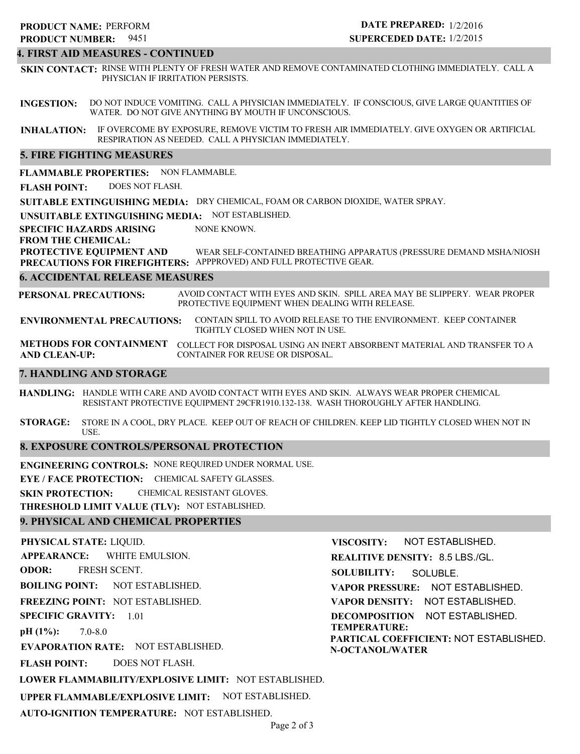**PRODUCT NAME:** PERFORM
**PRODUCT NUMBER:** 9451

**DATE PREPARED:** 1/2/2016
**SUPERCEDED DATE:** 1/2/2015

## 4. FIRST AID MEASURES - CONTINUED

**SKIN CONTACT:** RINSE WITH PLENTY OF FRESH WATER AND REMOVE CONTAMINATED CLOTHING IMMEDIATELY. CALL A PHYSICIAN IF IRRITATION PERSISTS.

**INGESTION:** DO NOT INDUCE VOMITING. CALL A PHYSICIAN IMMEDIATELY. IF CONSCIOUS, GIVE LARGE QUANTITIES OF WATER. DO NOT GIVE ANYTHING BY MOUTH IF UNCONSCIOUS.

**INHALATION:** IF OVERCOME BY EXPOSURE, REMOVE VICTIM TO FRESH AIR IMMEDIATELY. GIVE OXYGEN OR ARTIFICIAL RESPIRATION AS NEEDED. CALL A PHYSICIAN IMMEDIATELY.

## 5. FIRE FIGHTING MEASURES

**FLAMMABLE PROPERTIES:** NON FLAMMABLE.

**FLASH POINT:** DOES NOT FLASH.

**SUITABLE EXTINGUISHING MEDIA:** DRY CHEMICAL, FOAM OR CARBON DIOXIDE, WATER SPRAY.

**UNSUITABLE EXTINGUISHING MEDIA:** NOT ESTABLISHED.

**SPECIFIC HAZARDS ARISING FROM THE CHEMICAL:** NONE KNOWN.

**PROTECTIVE EQUIPMENT AND PRECAUTIONS FOR FIREFIGHTERS:** WEAR SELF-CONTAINED BREATHING APPARATUS (PRESSURE DEMAND MSHA/NIOSH APPPROVED) AND FULL PROTECTIVE GEAR.

## 6. ACCIDENTAL RELEASE MEASURES

**PERSONAL PRECAUTIONS:** AVOID CONTACT WITH EYES AND SKIN. SPILL AREA MAY BE SLIPPERY. WEAR PROPER PROTECTIVE EQUIPMENT WHEN DEALING WITH RELEASE.

**ENVIRONMENTAL PRECAUTIONS:** CONTAIN SPILL TO AVOID RELEASE TO THE ENVIRONMENT. KEEP CONTAINER TIGHTLY CLOSED WHEN NOT IN USE.

**METHODS FOR CONTAINMENT AND CLEAN-UP:** COLLECT FOR DISPOSAL USING AN INERT ABSORBENT MATERIAL AND TRANSFER TO A CONTAINER FOR REUSE OR DISPOSAL.

## 7. HANDLING AND STORAGE

**HANDLING:** HANDLE WITH CARE AND AVOID CONTACT WITH EYES AND SKIN. ALWAYS WEAR PROPER CHEMICAL RESISTANT PROTECTIVE EQUIPMENT 29CFR1910.132-138. WASH THOROUGHLY AFTER HANDLING.

**STORAGE:** STORE IN A COOL, DRY PLACE. KEEP OUT OF REACH OF CHILDREN. KEEP LID TIGHTLY CLOSED WHEN NOT IN USE.

## 8. EXPOSURE CONTROLS/PERSONAL PROTECTION

**ENGINEERING CONTROLS:** NONE REQUIRED UNDER NORMAL USE.

**EYE / FACE PROTECTION:** CHEMICAL SAFETY GLASSES.

**SKIN PROTECTION:** CHEMICAL RESISTANT GLOVES.

**THRESHOLD LIMIT VALUE (TLV):** NOT ESTABLISHED.

## 9. PHYSICAL AND CHEMICAL PROPERTIES

**PHYSICAL STATE:** LIQUID.

**APPEARANCE:** WHITE EMULSION.

**ODOR:** FRESH SCENT.

**BOILING POINT:** NOT ESTABLISHED.

**FREEZING POINT:** NOT ESTABLISHED.

**SPECIFIC GRAVITY:** 1.01

**pH (1%):** 7.0-8.0

**EVAPORATION RATE:** NOT ESTABLISHED.

**FLASH POINT:** DOES NOT FLASH.

**LOWER FLAMMABILITY/EXPLOSIVE LIMIT:** NOT ESTABLISHED.

**UPPER FLAMMABLE/EXPLOSIVE LIMIT:** NOT ESTABLISHED.

**AUTO-IGNITION TEMPERATURE:** NOT ESTABLISHED.

**VISCOSITY:** NOT ESTABLISHED.

**REALITIVE DENSITY:** 8.5 LBS./GL.

**SOLUBILITY:** SOLUBLE.

**VAPOR PRESSURE:** NOT ESTABLISHED.

**VAPOR DENSITY:** NOT ESTABLISHED.

**DECOMPOSITION TEMPERATURE:** NOT ESTABLISHED.

**PARTICAL COEFFICIENT: N-OCTANOL/WATER** NOT ESTABLISHED.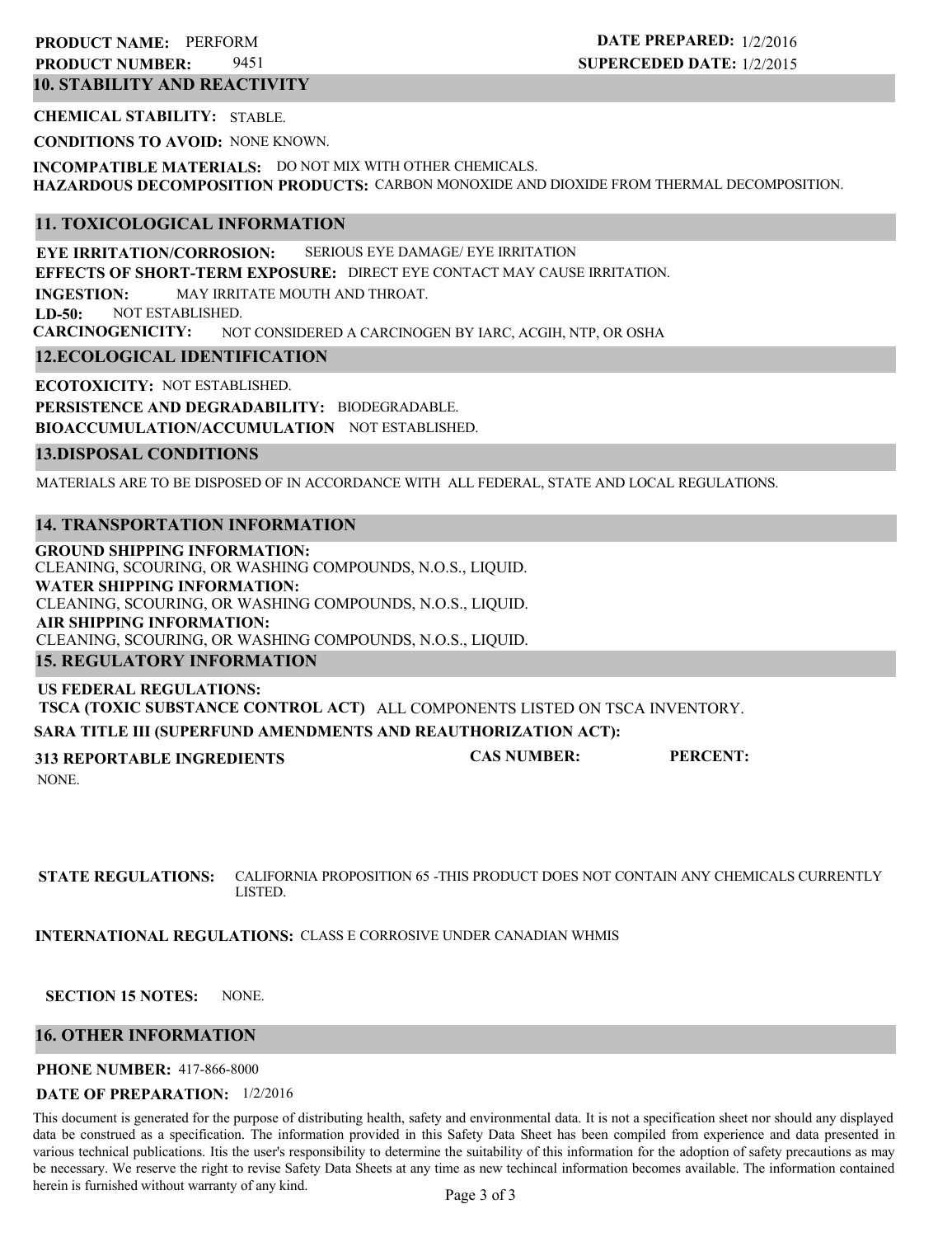**PRODUCT NAME:** PERFORM
**PRODUCT NUMBER:** 9451

**DATE PREPARED:** 1/2/2016
**SUPERCEDED DATE:** 1/2/2015

## 10. STABILITY AND REACTIVITY

**CHEMICAL STABILITY:** STABLE.

**CONDITIONS TO AVOID:** NONE KNOWN.

**INCOMPATIBLE MATERIALS:** DO NOT MIX WITH OTHER CHEMICALS.

**HAZARDOUS DECOMPOSITION PRODUCTS:** CARBON MONOXIDE AND DIOXIDE FROM THERMAL DECOMPOSITION.

## 11. TOXICOLOGICAL INFORMATION

**EYE IRRITATION/CORROSION:** SERIOUS EYE DAMAGE/ EYE IRRITATION

**EFFECTS OF SHORT-TERM EXPOSURE:** DIRECT EYE CONTACT MAY CAUSE IRRITATION.

**INGESTION:** MAY IRRITATE MOUTH AND THROAT.

**LD-50:** NOT ESTABLISHED.

**CARCINOGENICITY:** NOT CONSIDERED A CARCINOGEN BY IARC, ACGIH, NTP, OR OSHA

## 12.ECOLOGICAL IDENTIFICATION

**ECOTOXICITY:** NOT ESTABLISHED.

**PERSISTENCE AND DEGRADABILITY:** BIODEGRADABLE.

**BIOACCUMULATION/ACCUMULATION** NOT ESTABLISHED.

## 13.DISPOSAL CONDITIONS

MATERIALS ARE TO BE DISPOSED OF IN ACCORDANCE WITH ALL FEDERAL, STATE AND LOCAL REGULATIONS.

## 14. TRANSPORTATION INFORMATION

**GROUND SHIPPING INFORMATION:**
CLEANING, SCOURING, OR WASHING COMPOUNDS, N.O.S., LIQUID.

**WATER SHIPPING INFORMATION:**
CLEANING, SCOURING, OR WASHING COMPOUNDS, N.O.S., LIQUID.

**AIR SHIPPING INFORMATION:**
CLEANING, SCOURING, OR WASHING COMPOUNDS, N.O.S., LIQUID.

## 15. REGULATORY INFORMATION

**US FEDERAL REGULATIONS:**

**TSCA (TOXIC SUBSTANCE CONTROL ACT)** ALL COMPONENTS LISTED ON TSCA INVENTORY.

**SARA TITLE III (SUPERFUND AMENDMENTS AND REAUTHORIZATION ACT):**

| 313 REPORTABLE INGREDIENTS | CAS NUMBER: | PERCENT: |
|---|---|---|
| NONE. | | |

**STATE REGULATIONS:** CALIFORNIA PROPOSITION 65 -THIS PRODUCT DOES NOT CONTAIN ANY CHEMICALS CURRENTLY LISTED.

**INTERNATIONAL REGULATIONS:** CLASS E CORROSIVE UNDER CANADIAN WHMIS

**SECTION 15 NOTES:** NONE.

## 16. OTHER INFORMATION

**PHONE NUMBER:** 417-866-8000

**DATE OF PREPARATION:** 1/2/2016

This document is generated for the purpose of distributing health, safety and environmental data. It is not a specification sheet nor should any displayed data be construed as a specification. The information provided in this Safety Data Sheet has been compiled from experience and data presented in various technical publications. Itis the user's responsibility to determine the suitability of this information for the adoption of safety precautions as may be necessary. We reserve the right to revise Safety Data Sheets at any time as new techincal information becomes available. The information contained herein is furnished without warranty of any kind.